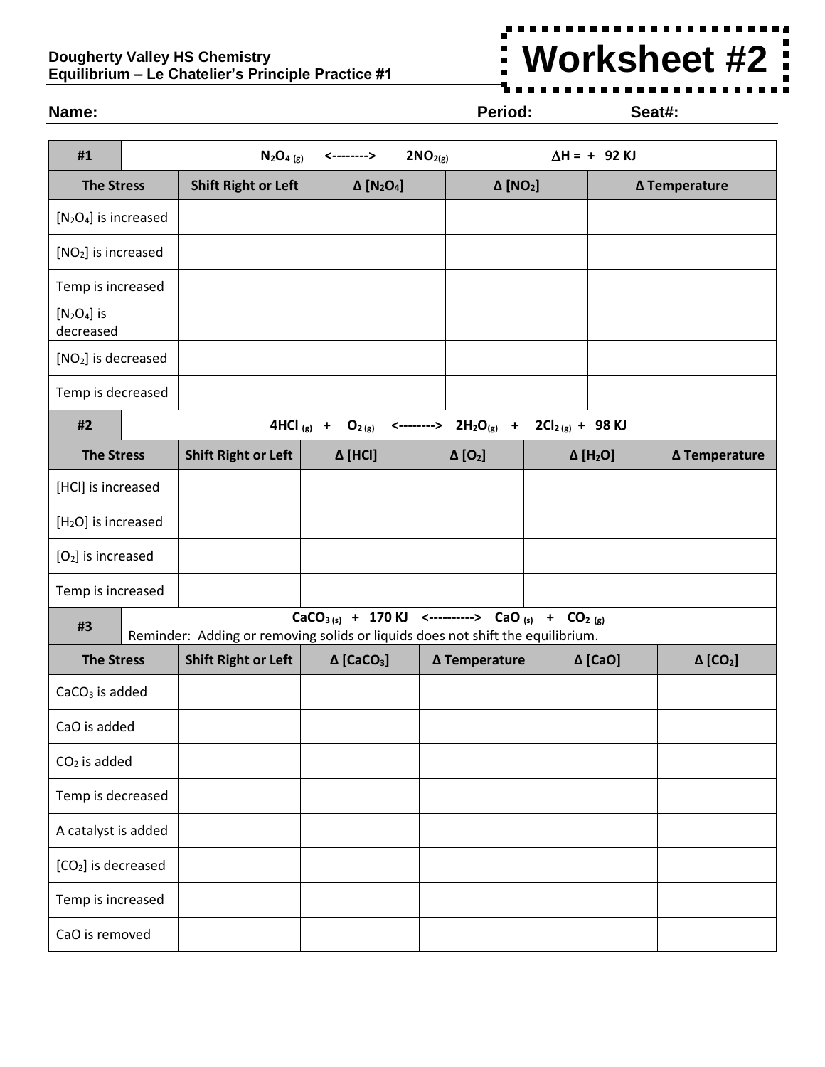**Dougherty Valley HS Chemistry**
**Equilibrium – Le Chatelier's Principle Practice #1**

# Worksheet #2

**Name:** **Period:** **Seat#:**

| #1 | $N_2O_{4\,(g)}$ <--------> $2NO_{2(g)}$ $\Delta H = +\ 92$ KJ | | | |
|---|---|---|---|---|
| **The Stress** | **Shift Right or Left** | **Δ $[N_2O_4]$** | **Δ $[NO_2]$** | **Δ Temperature** |
| $[N_2O_4]$ is increased | | | | |
| $[NO_2]$ is increased | | | | |
| Temp is increased | | | | |
| $[N_2O_4]$ is decreased | | | | |
| $[NO_2]$ is decreased | | | | |
| Temp is decreased | | | | |

| #2 | $4HCl_{(g)}$ + $O_{2\,(g)}$ <--------> $2H_2O_{(g)}$ + $2Cl_{2\,(g)}$ + 98 KJ | | | | |
|---|---|---|---|---|---|
| **The Stress** | **Shift Right or Left** | **Δ [HCl]** | **Δ $[O_2]$** | **Δ $[H_2O]$** | **Δ Temperature** |
| [HCl] is increased | | | | | |
| $[H_2O]$ is increased | | | | | |
| $[O_2]$ is increased | | | | | |
| Temp is increased | | | | | |

| #3 | $CaCO_{3\,(s)}$ + 170 KJ <----------> $CaO_{(s)}$ + $CO_{2\,(g)}$ Reminder: Adding or removing solids or liquids does not shift the equilibrium. | | | | |
|---|---|---|---|---|---|
| **The Stress** | **Shift Right or Left** | **Δ $[CaCO_3]$** | **Δ Temperature** | **Δ [CaO]** | **Δ $[CO_2]$** |
| $CaCO_3$ is added | | | | | |
| CaO is added | | | | | |
| $CO_2$ is added | | | | | |
| Temp is decreased | | | | | |
| A catalyst is added | | | | | |
| $[CO_2]$ is decreased | | | | | |
| Temp is increased | | | | | |
| CaO is removed | | | | | |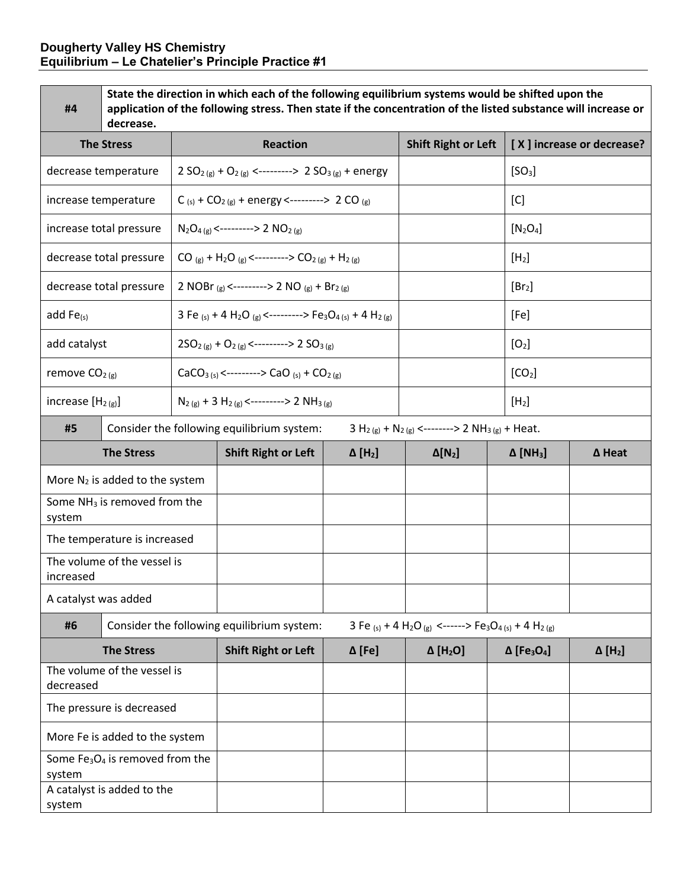**Dougherty Valley HS Chemistry**
**Equilibrium – Le Chatelier's Principle Practice #1**

| #4 | State the direction in which each of the following equilibrium systems would be shifted upon the application of the following stress. Then state if the concentration of the listed substance will increase or decrease. | | |
|---|---|---|---|
| **The Stress** | **Reaction** | **Shift Right or Left** | **[ X ] increase or decrease?** |
| decrease temperature | $2\ SO_{2\,(g)} + O_{2\,(g)}$ <---------> $2\ SO_{3\,(g)}$ + energy | | $[SO_3]$ |
| increase temperature | $C_{(s)} + CO_{2\,(g)}$ + energy <---------> $2\ CO_{(g)}$ | | $[C]$ |
| increase total pressure | $N_2O_{4\,(g)}$ <---------> $2\ NO_{2\,(g)}$ | | $[N_2O_4]$ |
| decrease total pressure | $CO_{(g)} + H_2O_{(g)}$ <---------> $CO_{2\,(g)} + H_{2\,(g)}$ | | $[H_2]$ |
| decrease total pressure | $2\ NOBr_{(g)}$ <---------> $2\ NO_{(g)} + Br_{2\,(g)}$ | | $[Br_2]$ |
| add $Fe_{(s)}$ | $3\ Fe_{(s)} + 4\ H_2O_{(g)}$ <---------> $Fe_3O_{4\,(s)} + 4\ H_{2\,(g)}$ | | $[Fe]$ |
| add catalyst | $2SO_{2\,(g)} + O_{2\,(g)}$ <---------> $2\ SO_{3\,(g)}$ | | $[O_2]$ |
| remove $CO_{2\,(g)}$ | $CaCO_{3\,(s)}$ <---------> $CaO_{(s)} + CO_{2\,(g)}$ | | $[CO_2]$ |
| increase $[H_{2\,(g)}]$ | $N_{2\,(g)} + 3\ H_{2\,(g)}$ <---------> $2\ NH_{3\,(g)}$ | | $[H_2]$ |

**#5** Consider the following equilibrium system: $3\ H_{2\,(g)} + N_{2\,(g)}$ <--------> $2\ NH_{3\,(g)}$ + Heat.

| The Stress | Shift Right or Left | $\Delta\ [H_2]$ | $\Delta [N_2]$ | $\Delta\ [NH_3]$ | $\Delta$ Heat |
|---|---|---|---|---|---|
| More $N_2$ is added to the system | | | | | |
| Some $NH_3$ is removed from the system | | | | | |
| The temperature is increased | | | | | |
| The volume of the vessel is increased | | | | | |
| A catalyst was added | | | | | |

**#6** Consider the following equilibrium system: $3\ Fe_{(s)} + 4\ H_2O_{(g)}$ <------> $Fe_3O_{4\,(s)} + 4\ H_{2\,(g)}$

| The Stress | Shift Right or Left | $\Delta\ [Fe]$ | $\Delta\ [H_2O]$ | $\Delta\ [Fe_3O_4]$ | $\Delta\ [H_2]$ |
|---|---|---|---|---|---|
| The volume of the vessel is decreased | | | | | |
| The pressure is decreased | | | | | |
| More Fe is added to the system | | | | | |
| Some $Fe_3O_4$ is removed from the system | | | | | |
| A catalyst is added to the system | | | | | |